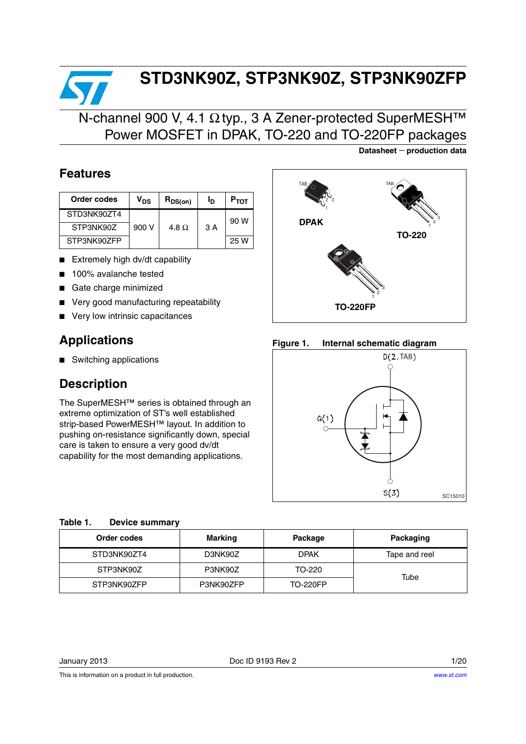# STD3NK90Z, STP3NK90Z, STP3NK90ZFP

## N-channel 900 V, 4.1 Ω typ., 3 A Zener-protected SuperMESH™ Power MOSFET in DPAK, TO-220 and TO-220FP packages

**Datasheet — production data**

## Features

| Order codes | $V_{DS}$ | $R_{DS(on)}$ | $I_D$ | $P_{TOT}$ |
|---|---|---|---|---|
| STD3NK90ZT4 | 900 V | 4.8 Ω | 3 A | 90 W |
| STP3NK90Z | | | | |
| STP3NK90ZFP | | | | 25 W |

- Extremely high dv/dt capability
- 100% avalanche tested
- Gate charge minimized
- Very good manufacturing repeatability
- Very low intrinsic capacitances

DPAK

TO-220

TO-220FP

## Applications

- Switching applications

## Description

The SuperMESH™ series is obtained through an extreme optimization of ST's well established strip-based PowerMESH™ layout. In addition to pushing on-resistance significantly down, special care is taken to ensure a very good dv/dt capability for the most demanding applications.

**Figure 1. Internal schematic diagram**

D(2, TAB)

G(1)

S(3)

SC15010

**Table 1. Device summary**

| Order codes | Marking | Package | Packaging |
|---|---|---|---|
| STD3NK90ZT4 | D3NK90Z | DPAK | Tape and reel |
| STP3NK90Z | P3NK90Z | TO-220 | Tube |
| STP3NK90ZFP | P3NK90ZFP | TO-220FP | |

January 2013 Doc ID 9193 Rev 2

This is information on a product in full production.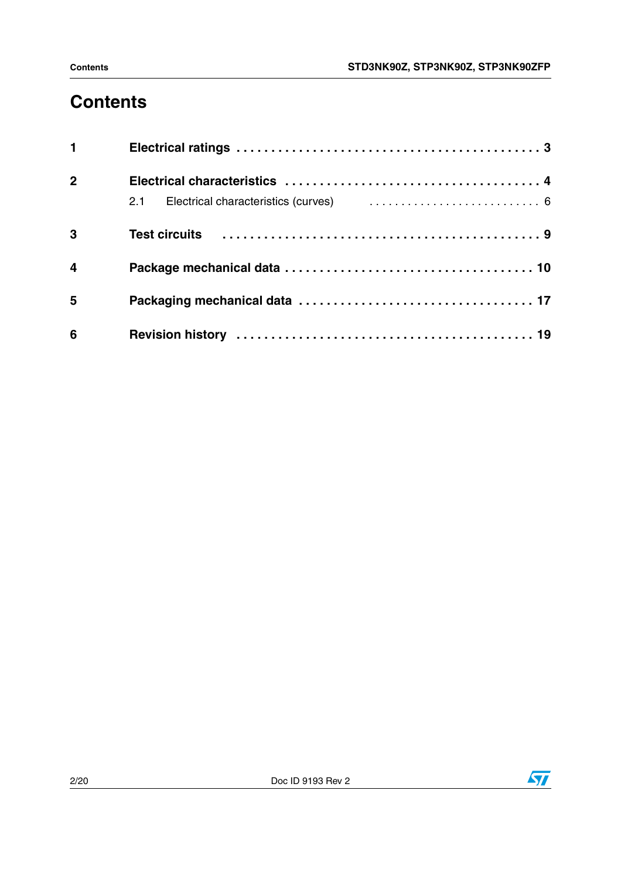# Contents

| | | |
|---|---|---|
| **1** | **Electrical ratings** | **3** |
| **2** | **Electrical characteristics** | **4** |
| | 2.1 Electrical characteristics (curves) | 6 |
| **3** | **Test circuits** | **9** |
| **4** | **Package mechanical data** | **10** |
| **5** | **Packaging mechanical data** | **17** |
| **6** | **Revision history** | **19** |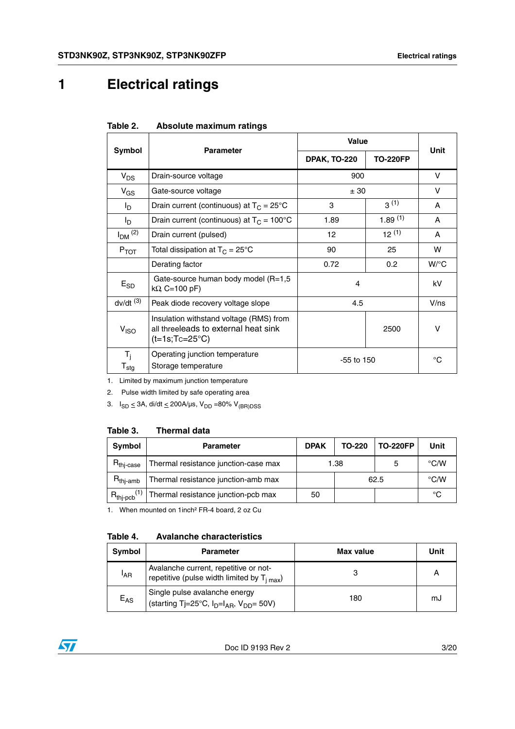# 1 Electrical ratings

**Table 2. Absolute maximum ratings**

| Symbol | Parameter | Value | | Unit |
|---|---|---|---|---|
| | | DPAK, TO-220 | TO-220FP | |
| $V_{DS}$ | Drain-source voltage | 900 | | V |
| $V_{GS}$ | Gate-source voltage | ± 30 | | V |
| $I_D$ | Drain current (continuous) at $T_C$ = 25°C | 3 | 3 [(1)] | A |
| $I_D$ | Drain current (continuous) at $T_C$ = 100°C | 1.89 | 1.89 [(1)] | A |
| $I_{DM}$ [(2)] | Drain current (pulsed) | 12 | 12 [(1)] | A |
| $P_{TOT}$ | Total dissipation at $T_C$ = 25°C | 90 | 25 | W |
| | Derating factor | 0.72 | 0.2 | W/°C |
| $E_{SD}$ | Gate-source human body model (R=1,5 kΩ C=100 pF) | 4 | | kV |
| dv/dt [(3)] | Peak diode recovery voltage slope | 4.5 | | V/ns |
| $V_{ISO}$ | Insulation withstand voltage (RMS) from all threeleads to external heat sink (t=1s;Tc=25°C) | | 2500 | V |
| $T_j$<br>$T_{stg}$ | Operating junction temperature<br>Storage temperature | -55 to 150 | | °C |

1. Limited by maximum junction temperature
2. Pulse width limited by safe operating area
3. $I_{SD} \leq 3A$, di/dt $\leq$ 200A/µs, $V_{DD}$ =80% $V_{(BR)DSS}$

**Table 3. Thermal data**

| Symbol | Parameter | DPAK | TO-220 | TO-220FP | Unit |
|---|---|---|---|---|---|
| $R_{thj\text{-}case}$ | Thermal resistance junction-case max | 1.38 | | 5 | °C/W |
| $R_{thj\text{-}amb}$ | Thermal resistance junction-amb max | | 62.5 | | °C/W |
| $R_{thj\text{-}pcb}$ [(1)] | Thermal resistance junction-pcb max | 50 | | | °C |

1. When mounted on 1inch² FR-4 board, 2 oz Cu

**Table 4. Avalanche characteristics**

| Symbol | Parameter | Max value | Unit |
|---|---|---|---|
| $I_{AR}$ | Avalanche current, repetitive or not-repetitive (pulse width limited by $T_{j\ max}$) | 3 | A |
| $E_{AS}$ | Single pulse avalanche energy (starting Tj=25°C, $I_D$=$I_{AR}$, $V_{DD}$= 50V) | 180 | mJ |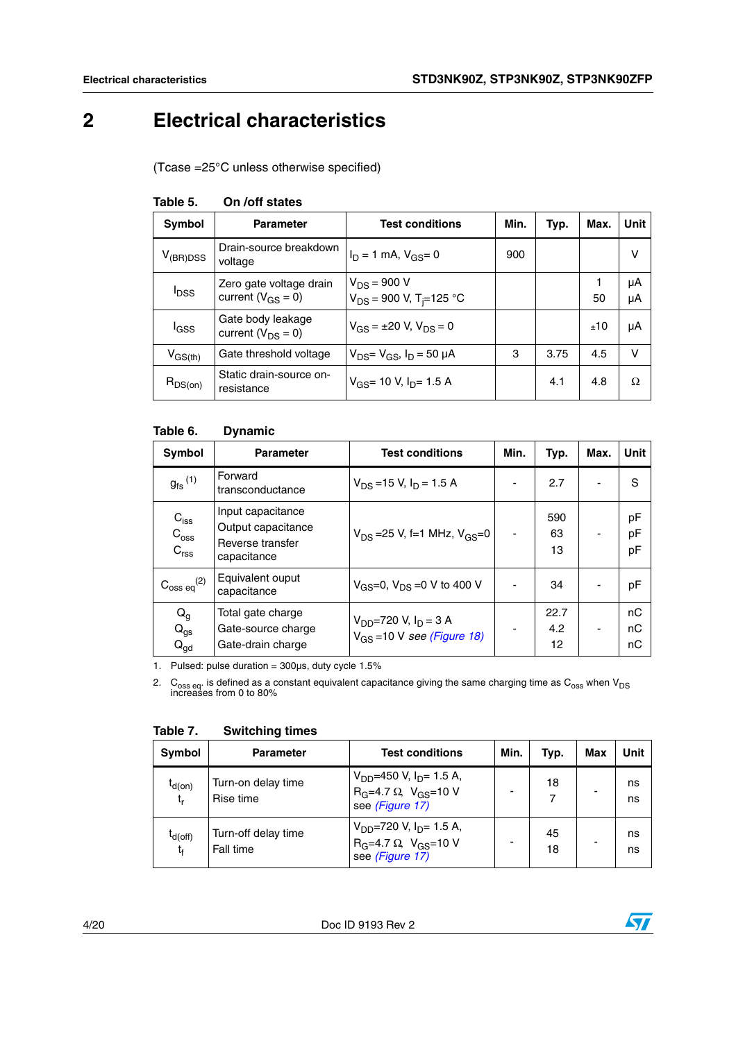# 2 Electrical characteristics

(Tcase =25°C unless otherwise specified)

**Table 5. On /off states**

| Symbol | Parameter | Test conditions | Min. | Typ. | Max. | Unit |
|---|---|---|---|---|---|---|
| $V_{(BR)DSS}$ | Drain-source breakdown voltage | $I_D$ = 1 mA, $V_{GS}$= 0 | 900 | | | V |
| $I_{DSS}$ | Zero gate voltage drain current ($V_{GS}$ = 0) | $V_{DS}$ = 900 V<br>$V_{DS}$ = 900 V, $T_j$=125 °C | | | 1<br>50 | µA<br>µA |
| $I_{GSS}$ | Gate body leakage current ($V_{DS}$ = 0) | $V_{GS}$ = ±20 V, $V_{DS}$ = 0 | | | ±10 | µA |
| $V_{GS(th)}$ | Gate threshold voltage | $V_{DS}$= $V_{GS}$, $I_D$ = 50 µA | 3 | 3.75 | 4.5 | V |
| $R_{DS(on)}$ | Static drain-source on-resistance | $V_{GS}$= 10 V, $I_D$= 1.5 A | | 4.1 | 4.8 | Ω |

**Table 6. Dynamic**

| Symbol | Parameter | Test conditions | Min. | Typ. | Max. | Unit |
|---|---|---|---|---|---|---|
| $g_{fs}$ (1) | Forward transconductance | $V_{DS}$ =15 V, $I_D$ = 1.5 A | - | 2.7 | - | S |
| $C_{iss}$<br>$C_{oss}$<br>$C_{rss}$ | Input capacitance<br>Output capacitance<br>Reverse transfer capacitance | $V_{DS}$ =25 V, f=1 MHz, $V_{GS}$=0 | - | 590<br>63<br>13 | - | pF<br>pF<br>pF |
| $C_{oss\ eq}$ (2) | Equivalent ouput capacitance | $V_{GS}$=0, $V_{DS}$ =0 V to 400 V | - | 34 | - | pF |
| $Q_g$<br>$Q_{gs}$<br>$Q_{gd}$ | Total gate charge<br>Gate-source charge<br>Gate-drain charge | $V_{DD}$=720 V, $I_D$ = 3 A<br>$V_{GS}$ =10 V *see (Figure 18)* | - | 22.7<br>4.2<br>12 | - | nC<br>nC<br>nC |

1. Pulsed: pulse duration = 300µs, duty cycle 1.5%
2. $C_{oss\ eq.}$ is defined as a constant equivalent capacitance giving the same charging time as $C_{oss}$ when $V_{DS}$ increases from 0 to 80%

**Table 7. Switching times**

| Symbol | Parameter | Test conditions | Min. | Typ. | Max | Unit |
|---|---|---|---|---|---|---|
| $t_{d(on)}$<br>$t_r$ | Turn-on delay time<br>Rise time | $V_{DD}$=450 V, $I_D$= 1.5 A,<br>$R_G$=4.7 Ω, $V_{GS}$=10 V<br>see *(Figure 17)* | - | 18<br>7 | - | ns<br>ns |
| $t_{d(off)}$<br>$t_f$ | Turn-off delay time<br>Fall time | $V_{DD}$=720 V, $I_D$= 1.5 A,<br>$R_G$=4.7 Ω, $V_{GS}$=10 V<br>see *(Figure 17)* | - | 45<br>18 | - | ns<br>ns |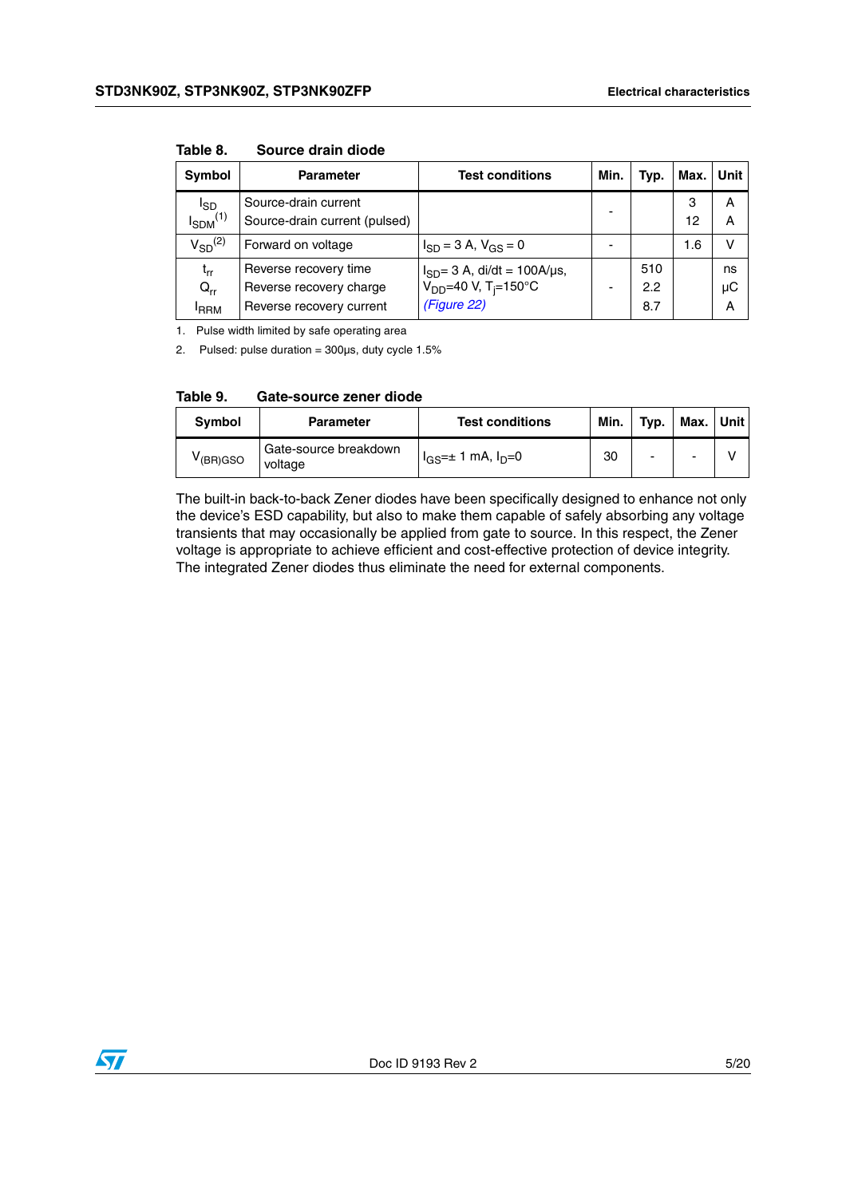Table 8. Source drain diode

| Symbol | Parameter | Test conditions | Min. | Typ. | Max. | Unit |
|---|---|---|---|---|---|---|
| $I_{SD}$<br>$I_{SDM}$[1] | Source-drain current<br>Source-drain current (pulsed) | | - | | 3<br>12 | A<br>A |
| $V_{SD}$[2] | Forward on voltage | $I_{SD}$ = 3 A, $V_{GS}$ = 0 | - | | 1.6 | V |
| $t_{rr}$<br>$Q_{rr}$<br>$I_{RRM}$ | Reverse recovery time<br>Reverse recovery charge<br>Reverse recovery current | $I_{SD}$= 3 A, di/dt = 100A/µs,<br>$V_{DD}$=40 V, $T_j$=150°C<br>*(Figure 22)* | - | 510<br>2.2<br>8.7 | | ns<br>µC<br>A |

1. Pulse width limited by safe operating area
2. Pulsed: pulse duration = 300µs, duty cycle 1.5%

Table 9. Gate-source zener diode

| Symbol | Parameter | Test conditions | Min. | Typ. | Max. | Unit |
|---|---|---|---|---|---|---|
| $V_{(BR)GSO}$ | Gate-source breakdown voltage | $I_{GS}$=± 1 mA, $I_D$=0 | 30 | - | - | V |

The built-in back-to-back Zener diodes have been specifically designed to enhance not only the device's ESD capability, but also to make them capable of safely absorbing any voltage transients that may occasionally be applied from gate to source. In this respect, the Zener voltage is appropriate to achieve efficient and cost-effective protection of device integrity. The integrated Zener diodes thus eliminate the need for external components.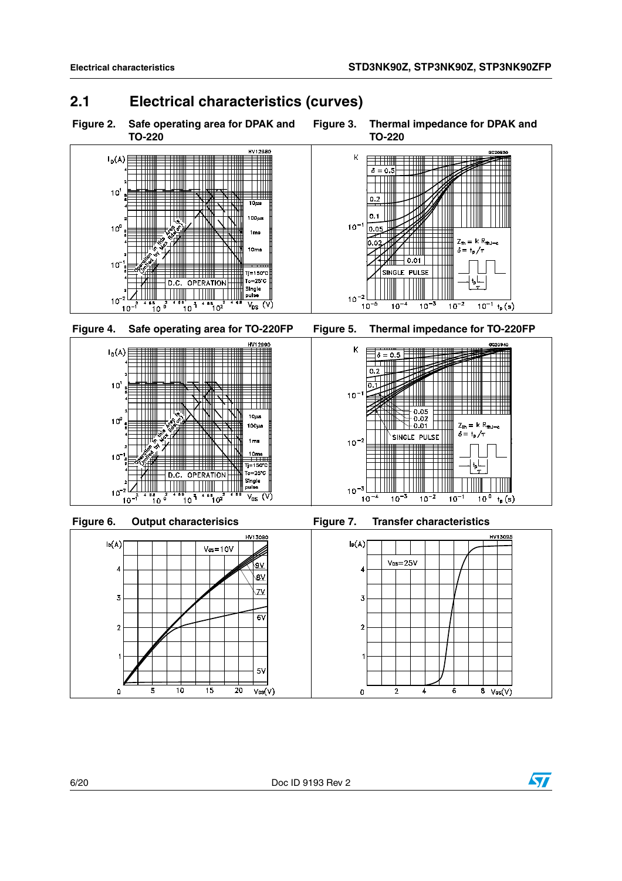## 2.1 Electrical characteristics (curves)

Figure 2. Safe operating area for DPAK and TO-220

Figure 3. Thermal impedance for DPAK and TO-220

Figure 4. Safe operating area for TO-220FP

Figure 5. Thermal impedance for TO-220FP

Figure 6. Output characterisics

Figure 7. Transfer characteristics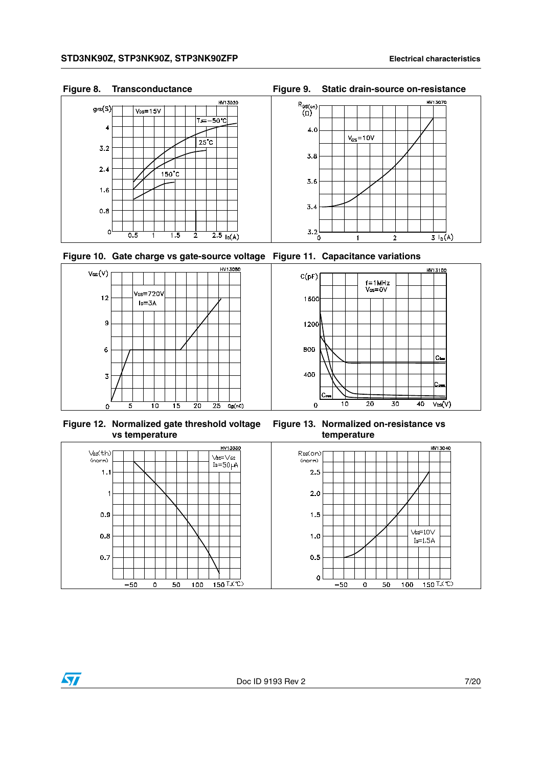Figure 8. Transconductance

Figure 9. Static drain-source on-resistance

Figure 10. Gate charge vs gate-source voltage

Figure 11. Capacitance variations

Figure 12. Normalized gate threshold voltage vs temperature

Figure 13. Normalized on-resistance vs temperature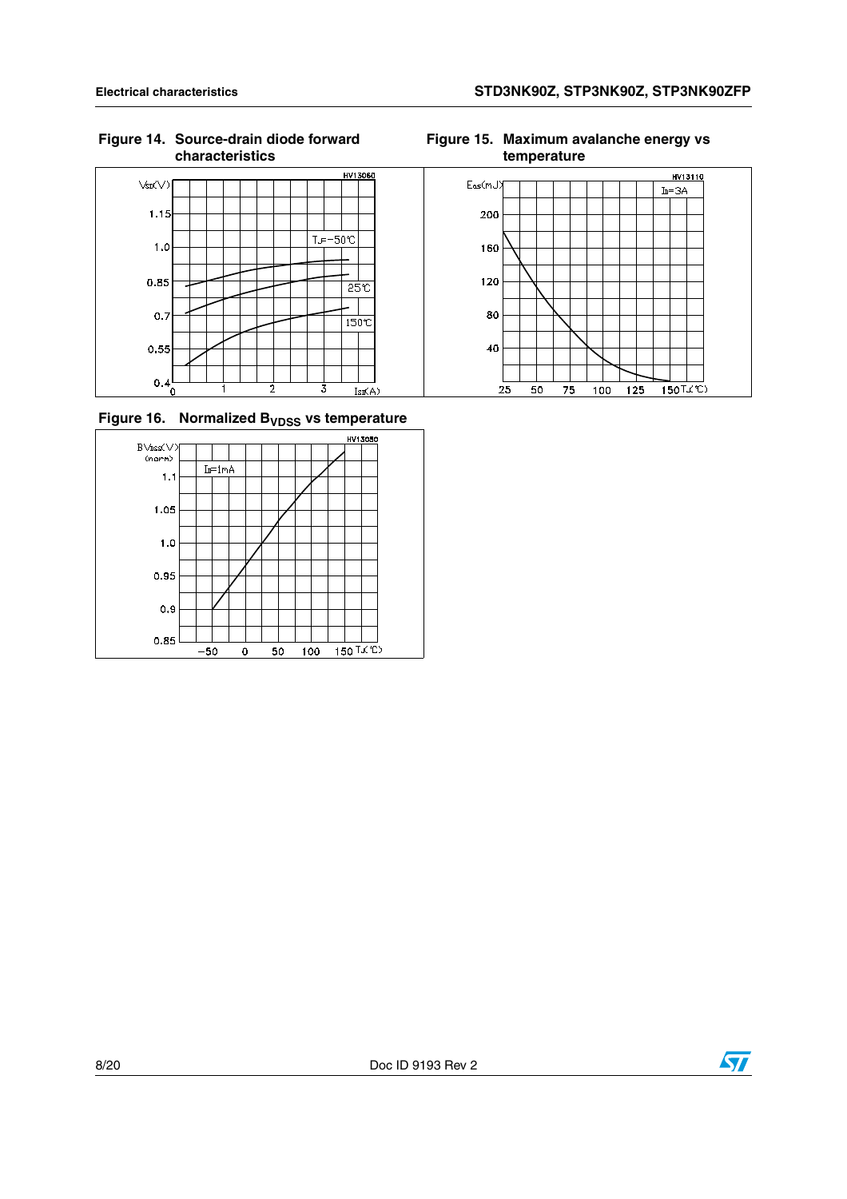Figure 14. Source-drain diode forward characteristics

Figure 15. Maximum avalanche energy vs temperature

Figure 16. Normalized $B_{VDSS}$ vs temperature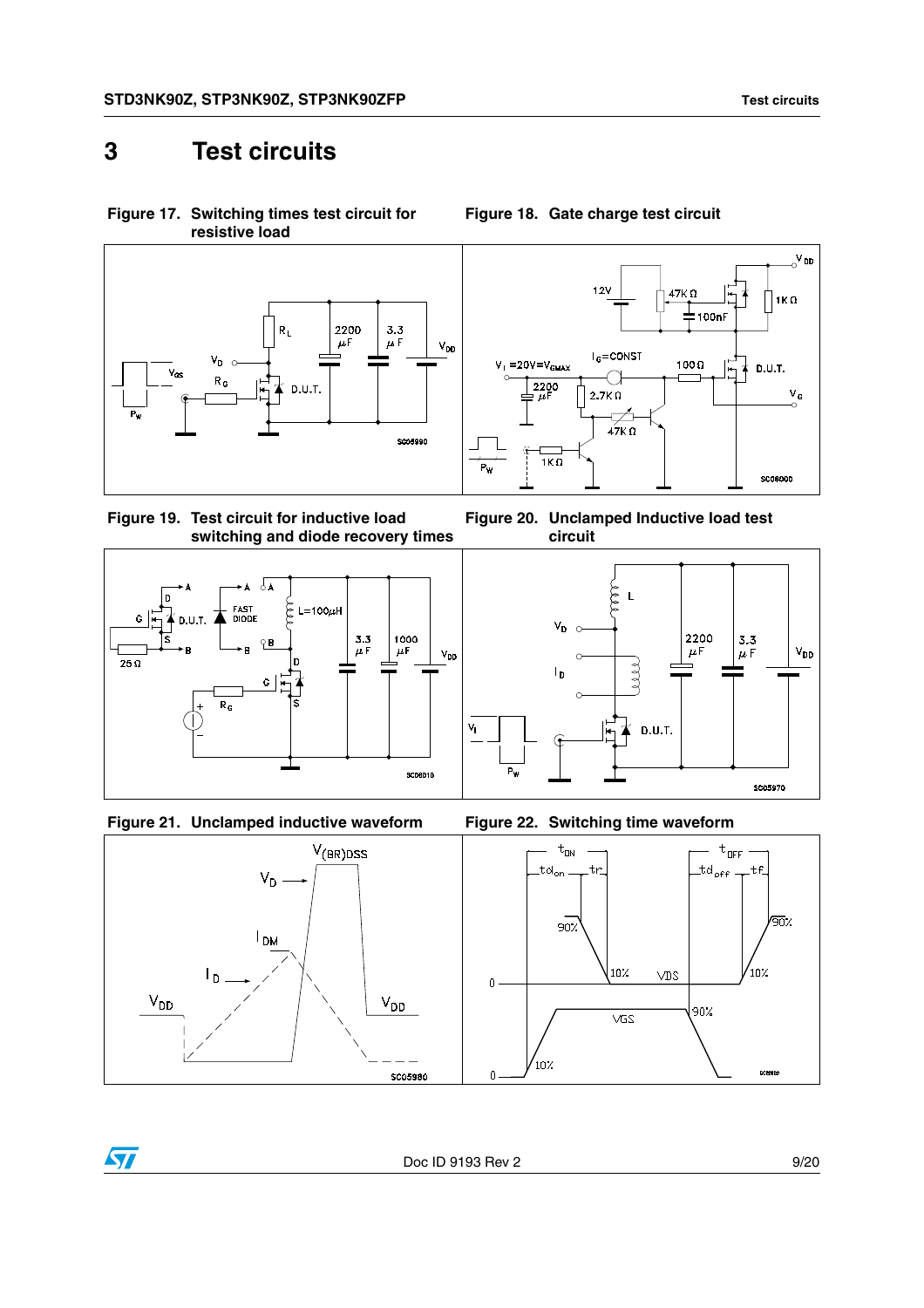# 3 Test circuits

**Figure 17. Switching times test circuit for resistive load**

**Figure 18. Gate charge test circuit**

**Figure 19. Test circuit for inductive load switching and diode recovery times**

**Figure 20. Unclamped Inductive load test circuit**

**Figure 21. Unclamped inductive waveform**

**Figure 22. Switching time waveform**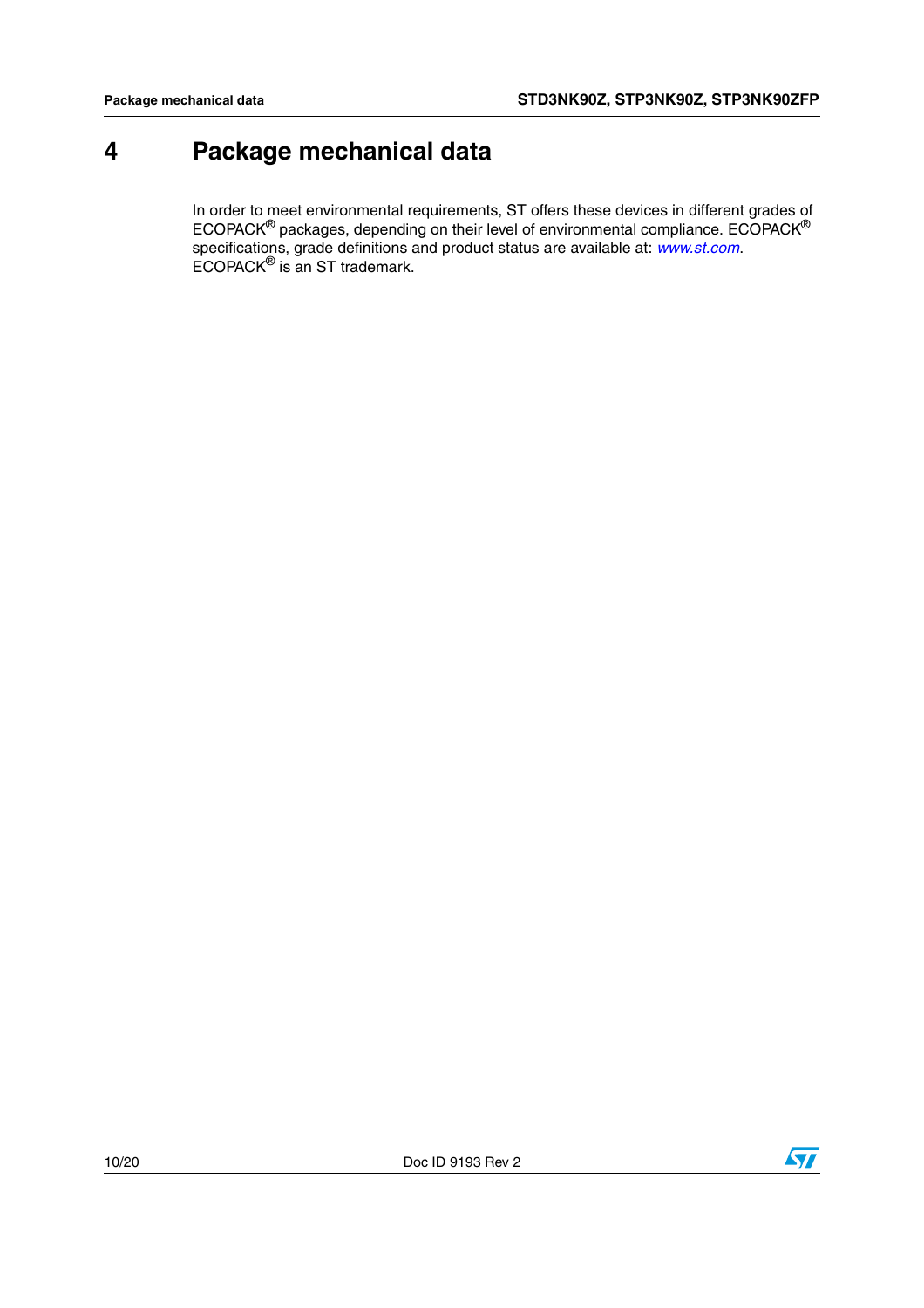# 4 Package mechanical data

In order to meet environmental requirements, ST offers these devices in different grades of ECOPACK® packages, depending on their level of environmental compliance. ECOPACK® specifications, grade definitions and product status are available at: *www.st.com*. ECOPACK® is an ST trademark.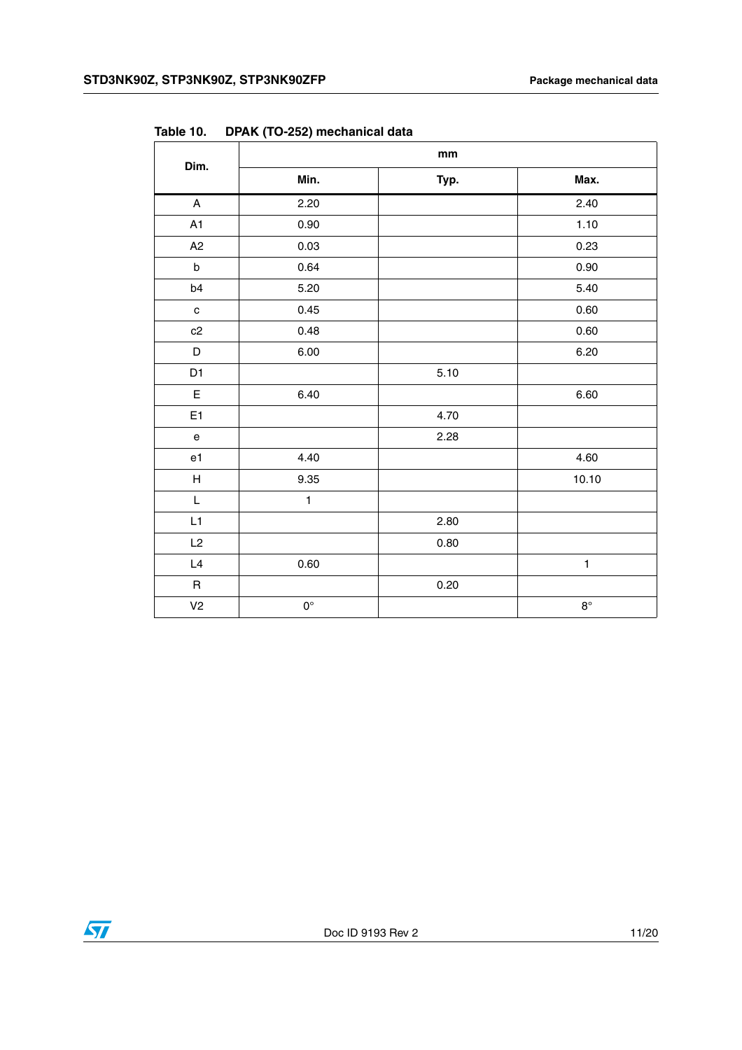Table 10. DPAK (TO-252) mechanical data

| Dim. | mm | | |
|---|---|---|---|
| | Min. | Typ. | Max. |
| A | 2.20 | | 2.40 |
| A1 | 0.90 | | 1.10 |
| A2 | 0.03 | | 0.23 |
| b | 0.64 | | 0.90 |
| b4 | 5.20 | | 5.40 |
| c | 0.45 | | 0.60 |
| c2 | 0.48 | | 0.60 |
| D | 6.00 | | 6.20 |
| D1 | | 5.10 | |
| E | 6.40 | | 6.60 |
| E1 | | 4.70 | |
| e | | 2.28 | |
| e1 | 4.40 | | 4.60 |
| H | 9.35 | | 10.10 |
| L | 1 | | |
| L1 | | 2.80 | |
| L2 | | 0.80 | |
| L4 | 0.60 | | 1 |
| R | | 0.20 | |
| V2 | 0° | | 8° |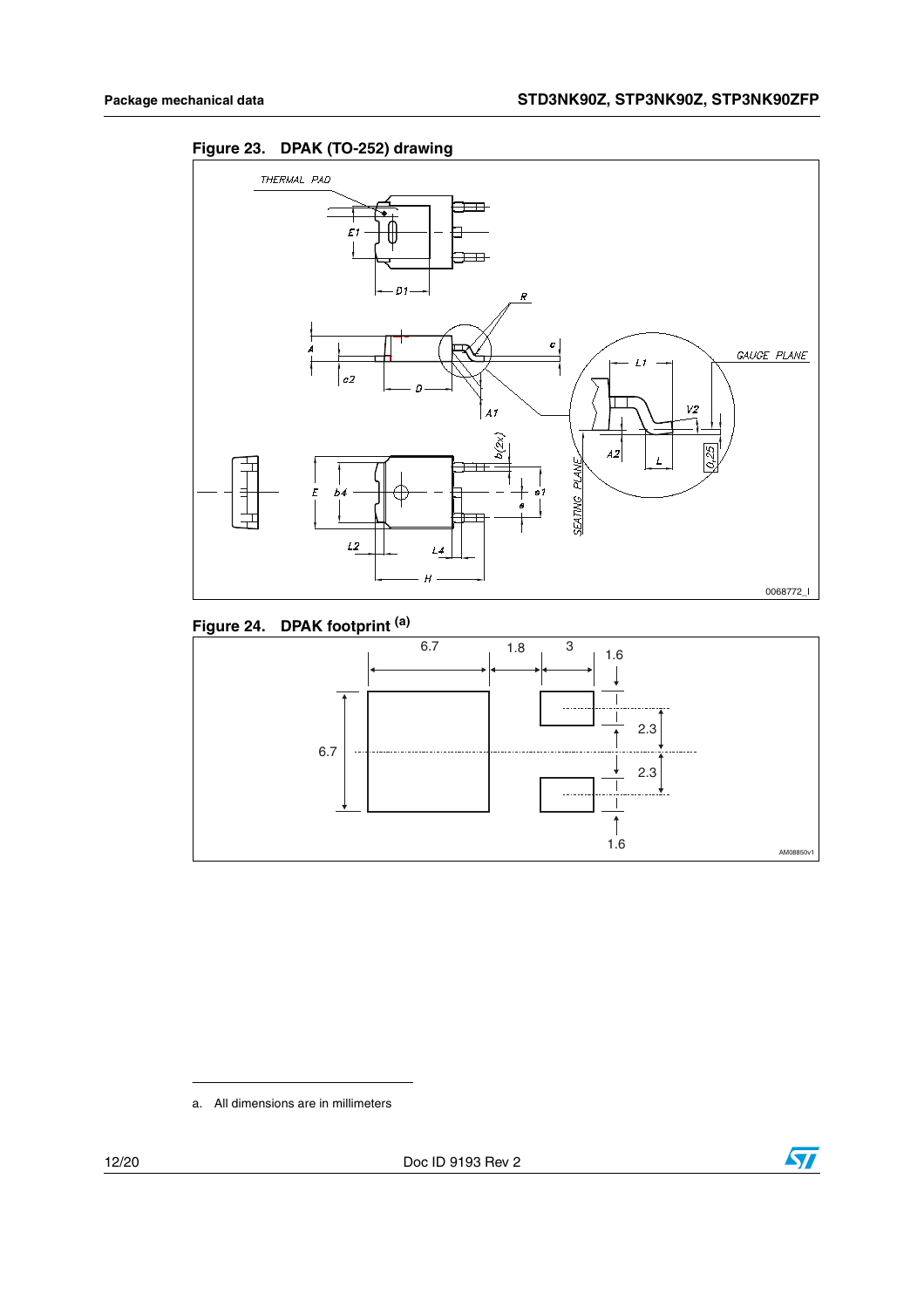**Figure 23. DPAK (TO-252) drawing**

**Figure 24. DPAK footprint [a]**

a. All dimensions are in millimeters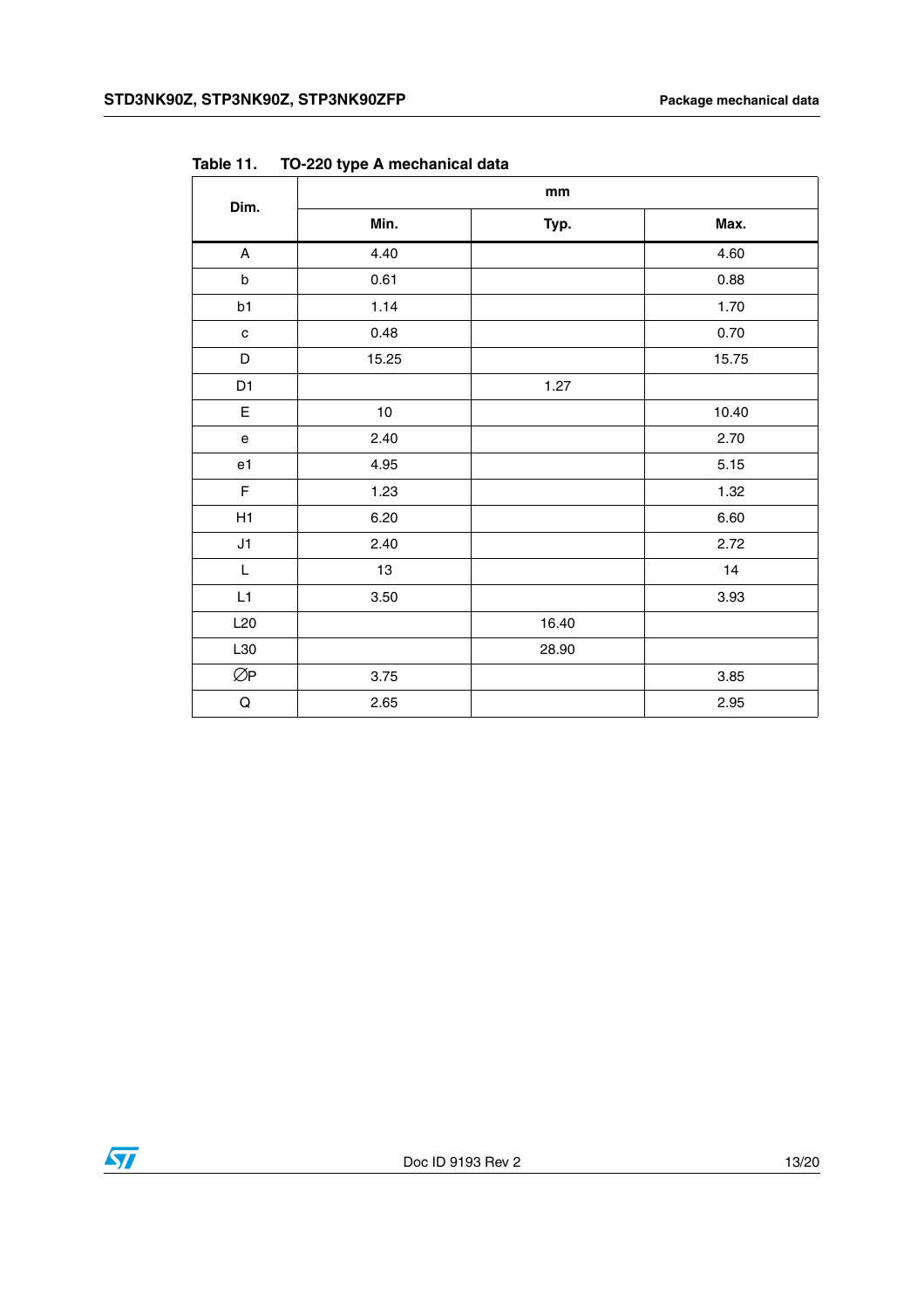Table 11. TO-220 type A mechanical data

| Dim. | mm | | |
|---|---|---|---|
| | Min. | Typ. | Max. |
| A | 4.40 | | 4.60 |
| b | 0.61 | | 0.88 |
| b1 | 1.14 | | 1.70 |
| c | 0.48 | | 0.70 |
| D | 15.25 | | 15.75 |
| D1 | | 1.27 | |
| E | 10 | | 10.40 |
| e | 2.40 | | 2.70 |
| e1 | 4.95 | | 5.15 |
| F | 1.23 | | 1.32 |
| H1 | 6.20 | | 6.60 |
| J1 | 2.40 | | 2.72 |
| L | 13 | | 14 |
| L1 | 3.50 | | 3.93 |
| L20 | | 16.40 | |
| L30 | | 28.90 | |
| ∅P | 3.75 | | 3.85 |
| Q | 2.65 | | 2.95 |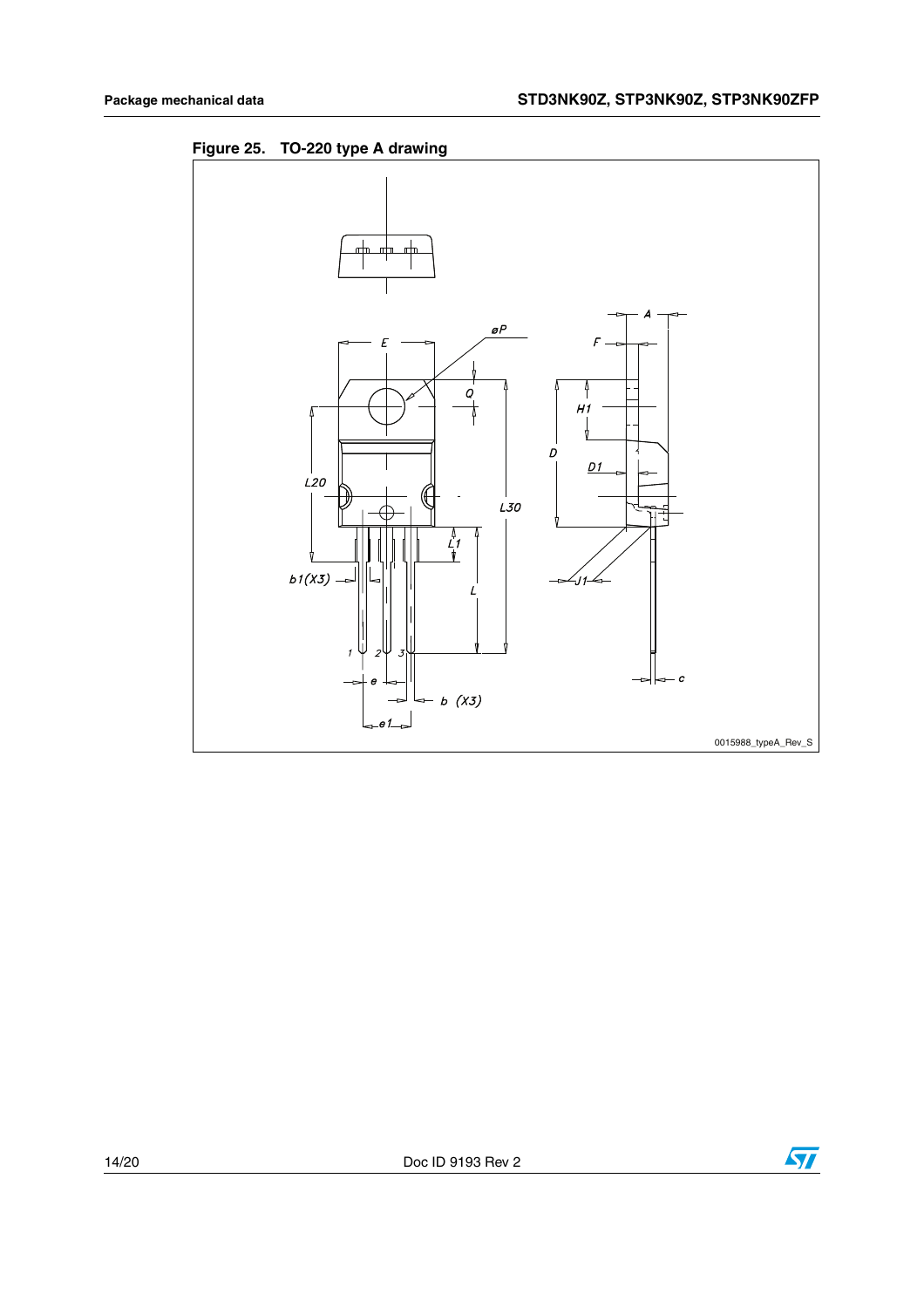Figure 25. TO-220 type A drawing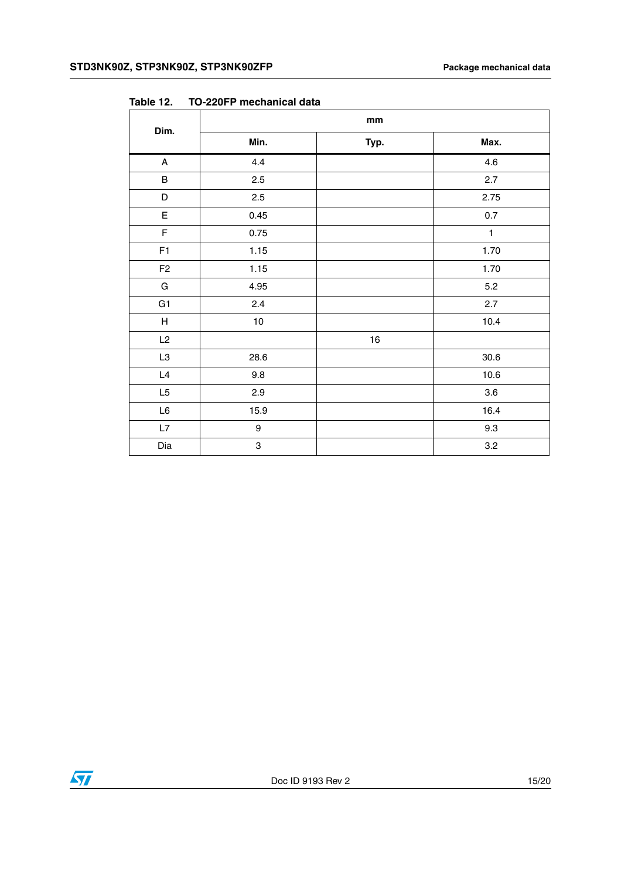Table 12. TO-220FP mechanical data

| Dim. | mm | | |
|---|---|---|---|
| | Min. | Typ. | Max. |
| A | 4.4 | | 4.6 |
| B | 2.5 | | 2.7 |
| D | 2.5 | | 2.75 |
| E | 0.45 | | 0.7 |
| F | 0.75 | | 1 |
| F1 | 1.15 | | 1.70 |
| F2 | 1.15 | | 1.70 |
| G | 4.95 | | 5.2 |
| G1 | 2.4 | | 2.7 |
| H | 10 | | 10.4 |
| L2 | | 16 | |
| L3 | 28.6 | | 30.6 |
| L4 | 9.8 | | 10.6 |
| L5 | 2.9 | | 3.6 |
| L6 | 15.9 | | 16.4 |
| L7 | 9 | | 9.3 |
| Dia | 3 | | 3.2 |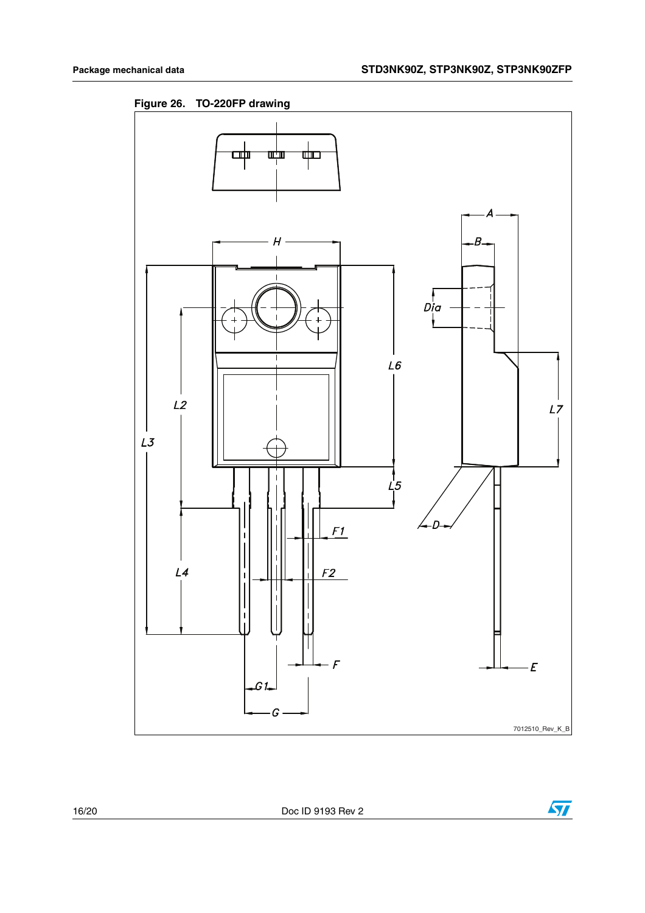**Figure 26. TO-220FP drawing**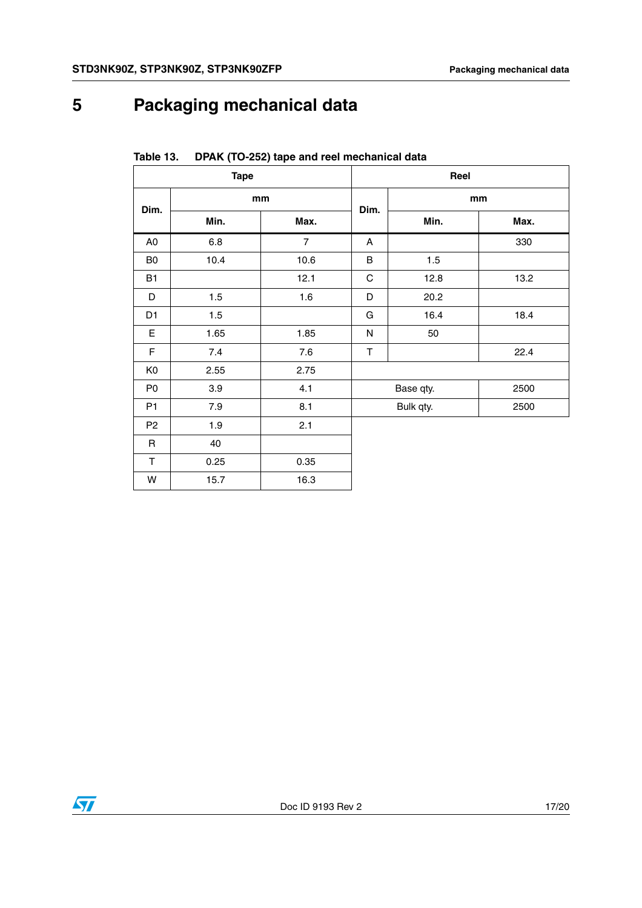# 5 Packaging mechanical data

Table 13. DPAK (TO-252) tape and reel mechanical data

| Tape | | | Reel | | |
|---|---|---|---|---|---|
| Dim. | mm | | Dim. | mm | |
| | Min. | Max. | | Min. | Max. |
| A0 | 6.8 | 7 | A | | 330 |
| B0 | 10.4 | 10.6 | B | 1.5 | |
| B1 | | 12.1 | C | 12.8 | 13.2 |
| D | 1.5 | 1.6 | D | 20.2 | |
| D1 | 1.5 | | G | 16.4 | 18.4 |
| E | 1.65 | 1.85 | N | 50 | |
| F | 7.4 | 7.6 | T | | 22.4 |
| K0 | 2.55 | 2.75 | | | |
| P0 | 3.9 | 4.1 | Base qty. | | 2500 |
| P1 | 7.9 | 8.1 | Bulk qty. | | 2500 |
| P2 | 1.9 | 2.1 | | | |
| R | 40 | | | | |
| T | 0.25 | 0.35 | | | |
| W | 15.7 | 16.3 | | | |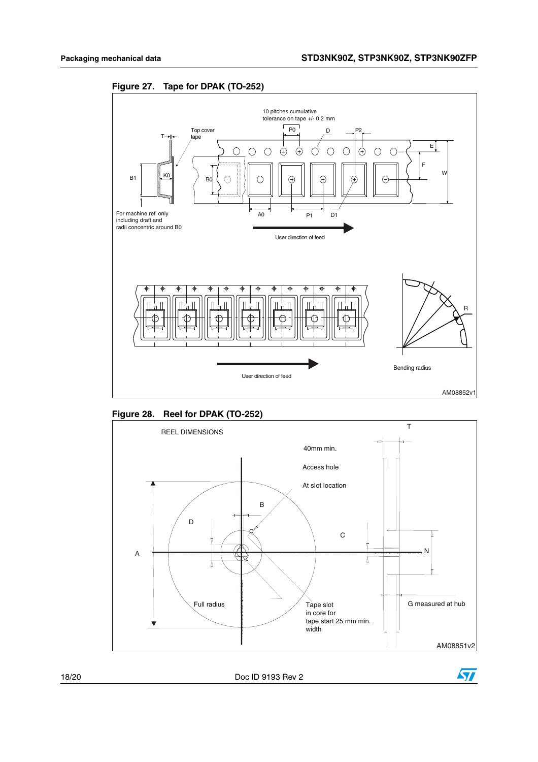**Figure 27. Tape for DPAK (TO-252)**

10 pitches cumulative tolerance on tape +/- 0.2 mm

Top cover tape

For machine ref. only including draft and radii concentric around B0

User direction of feed

User direction of feed

Bending radius

AM08852v1

**Figure 28. Reel for DPAK (TO-252)**

REEL DIMENSIONS

40mm min.

Access hole

At slot location

Full radius

Tape slot in core for tape start 25 mm min. width

G measured at hub

AM08851v2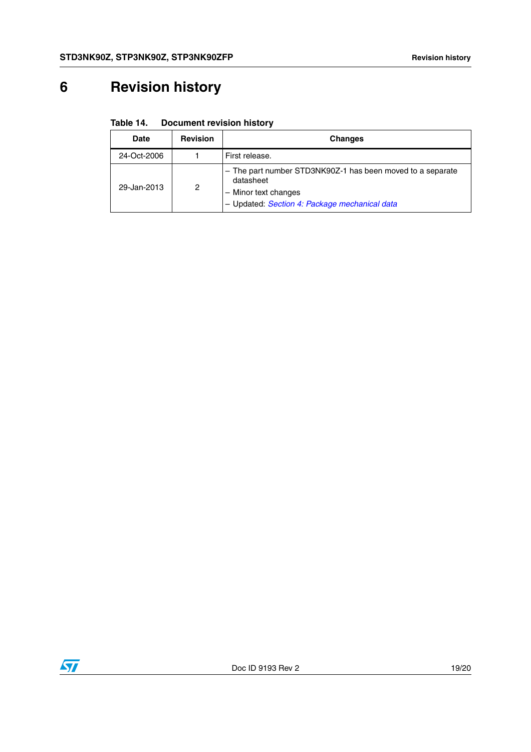# 6 Revision history

**Table 14. Document revision history**

| Date | Revision | Changes |
|---|---|---|
| 24-Oct-2006 | 1 | First release. |
| 29-Jan-2013 | 2 | – The part number STD3NK90Z-1 has been moved to a separate datasheet<br>– Minor text changes<br>– Updated: *Section 4: Package mechanical data* |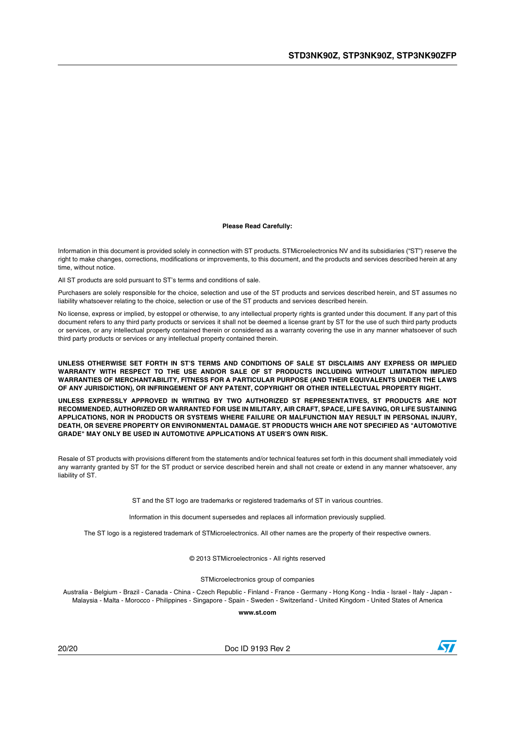**Please Read Carefully:**

Information in this document is provided solely in connection with ST products. STMicroelectronics NV and its subsidiaries (“ST”) reserve the right to make changes, corrections, modifications or improvements, to this document, and the products and services described herein at any time, without notice.

All ST products are sold pursuant to ST’s terms and conditions of sale.

Purchasers are solely responsible for the choice, selection and use of the ST products and services described herein, and ST assumes no liability whatsoever relating to the choice, selection or use of the ST products and services described herein.

No license, express or implied, by estoppel or otherwise, to any intellectual property rights is granted under this document. If any part of this document refers to any third party products or services it shall not be deemed a license grant by ST for the use of such third party products or services, or any intellectual property contained therein or considered as a warranty covering the use in any manner whatsoever of such third party products or services or any intellectual property contained therein.

**UNLESS OTHERWISE SET FORTH IN ST’S TERMS AND CONDITIONS OF SALE ST DISCLAIMS ANY EXPRESS OR IMPLIED WARRANTY WITH RESPECT TO THE USE AND/OR SALE OF ST PRODUCTS INCLUDING WITHOUT LIMITATION IMPLIED WARRANTIES OF MERCHANTABILITY, FITNESS FOR A PARTICULAR PURPOSE (AND THEIR EQUIVALENTS UNDER THE LAWS OF ANY JURISDICTION), OR INFRINGEMENT OF ANY PATENT, COPYRIGHT OR OTHER INTELLECTUAL PROPERTY RIGHT.**

**UNLESS EXPRESSLY APPROVED IN WRITING BY TWO AUTHORIZED ST REPRESENTATIVES, ST PRODUCTS ARE NOT RECOMMENDED, AUTHORIZED OR WARRANTED FOR USE IN MILITARY, AIR CRAFT, SPACE, LIFE SAVING, OR LIFE SUSTAINING APPLICATIONS, NOR IN PRODUCTS OR SYSTEMS WHERE FAILURE OR MALFUNCTION MAY RESULT IN PERSONAL INJURY, DEATH, OR SEVERE PROPERTY OR ENVIRONMENTAL DAMAGE. ST PRODUCTS WHICH ARE NOT SPECIFIED AS "AUTOMOTIVE GRADE" MAY ONLY BE USED IN AUTOMOTIVE APPLICATIONS AT USER’S OWN RISK.**

Resale of ST products with provisions different from the statements and/or technical features set forth in this document shall immediately void any warranty granted by ST for the ST product or service described herein and shall not create or extend in any manner whatsoever, any liability of ST.

ST and the ST logo are trademarks or registered trademarks of ST in various countries.

Information in this document supersedes and replaces all information previously supplied.

The ST logo is a registered trademark of STMicroelectronics. All other names are the property of their respective owners.

© 2013 STMicroelectronics - All rights reserved

STMicroelectronics group of companies

Australia - Belgium - Brazil - Canada - China - Czech Republic - Finland - France - Germany - Hong Kong - India - Israel - Italy - Japan - Malaysia - Malta - Morocco - Philippines - Singapore - Spain - Sweden - Switzerland - United Kingdom - United States of America

**www.st.com**